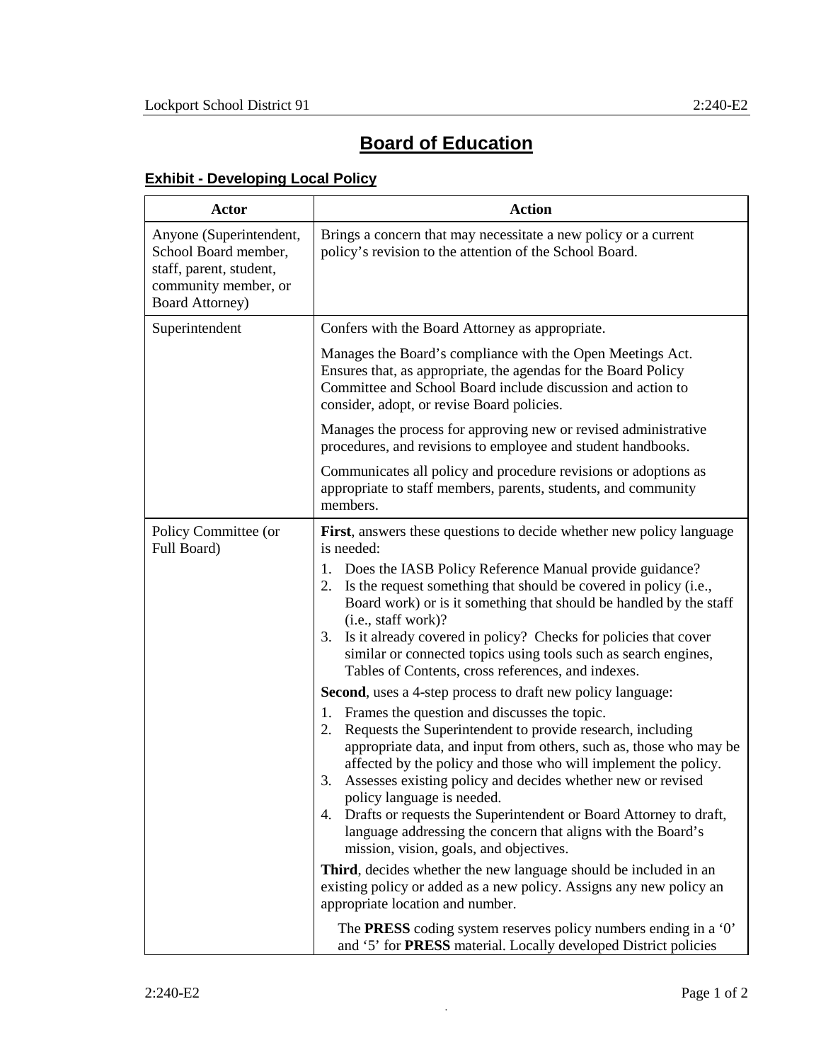# Board of Education

## Exhibit - Developing Local Policy

| Actor | Action |
|---|---|
| Anyone (Superintendent, School Board member, staff, parent, student, community member, or Board Attorney) | Brings a concern that may necessitate a new policy or a current policy's revision to the attention of the School Board. |
| Superintendent | Confers with the Board Attorney as appropriate.<br><br>Manages the Board's compliance with the Open Meetings Act. Ensures that, as appropriate, the agendas for the Board Policy Committee and School Board include discussion and action to consider, adopt, or revise Board policies.<br><br>Manages the process for approving new or revised administrative procedures, and revisions to employee and student handbooks.<br><br>Communicates all policy and procedure revisions or adoptions as appropriate to staff members, parents, students, and community members. |
| Policy Committee (or Full Board) | **First**, answers these questions to decide whether new policy language is needed:<br>1. Does the IASB Policy Reference Manual provide guidance?<br>2. Is the request something that should be covered in policy (i.e., Board work) or is it something that should be handled by the staff (i.e., staff work)?<br>3. Is it already covered in policy? Checks for policies that cover similar or connected topics using tools such as search engines, Tables of Contents, cross references, and indexes.<br><br>**Second**, uses a 4-step process to draft new policy language:<br>1. Frames the question and discusses the topic.<br>2. Requests the Superintendent to provide research, including appropriate data, and input from others, such as, those who may be affected by the policy and those who will implement the policy.<br>3. Assesses existing policy and decides whether new or revised policy language is needed.<br>4. Drafts or requests the Superintendent or Board Attorney to draft, language addressing the concern that aligns with the Board's mission, vision, goals, and objectives.<br><br>**Third**, decides whether the new language should be included in an existing policy or added as a new policy. Assigns any new policy an appropriate location and number.<br><br>The **PRESS** coding system reserves policy numbers ending in a '0' and '5' for **PRESS** material. Locally developed District policies |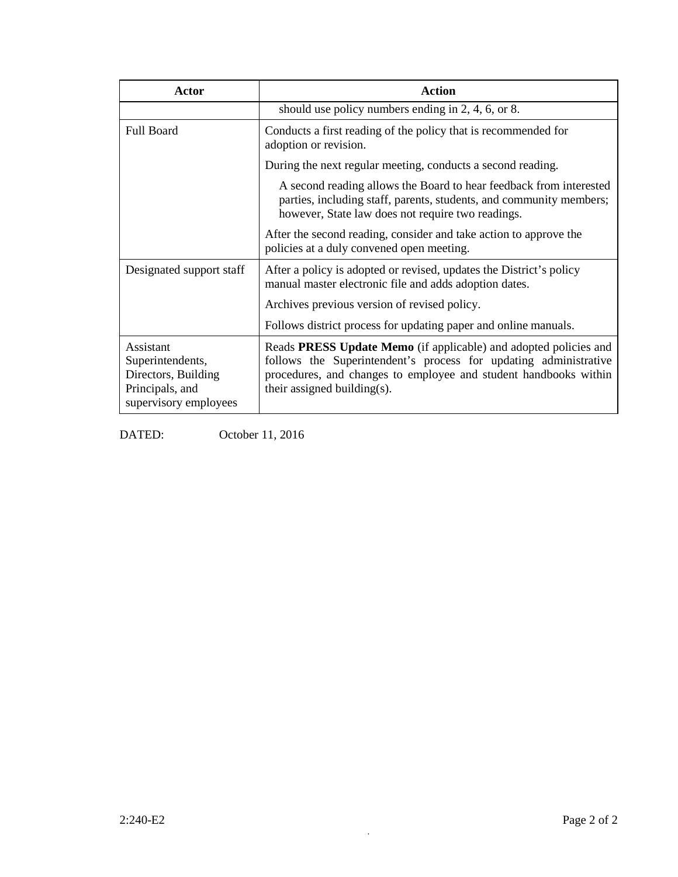| Actor | Action |
|---|---|
| | should use policy numbers ending in 2, 4, 6, or 8. |
| Full Board | Conducts a first reading of the policy that is recommended for adoption or revision.<br><br>During the next regular meeting, conducts a second reading.<br><br>A second reading allows the Board to hear feedback from interested parties, including staff, parents, students, and community members; however, State law does not require two readings.<br><br>After the second reading, consider and take action to approve the policies at a duly convened open meeting. |
| Designated support staff | After a policy is adopted or revised, updates the District's policy manual master electronic file and adds adoption dates.<br><br>Archives previous version of revised policy.<br><br>Follows district process for updating paper and online manuals. |
| Assistant Superintendents, Directors, Building Principals, and supervisory employees | Reads **PRESS Update Memo** (if applicable) and adopted policies and follows the Superintendent's process for updating administrative procedures, and changes to employee and student handbooks within their assigned building(s). |

DATED: October 11, 2016

2:240-E2